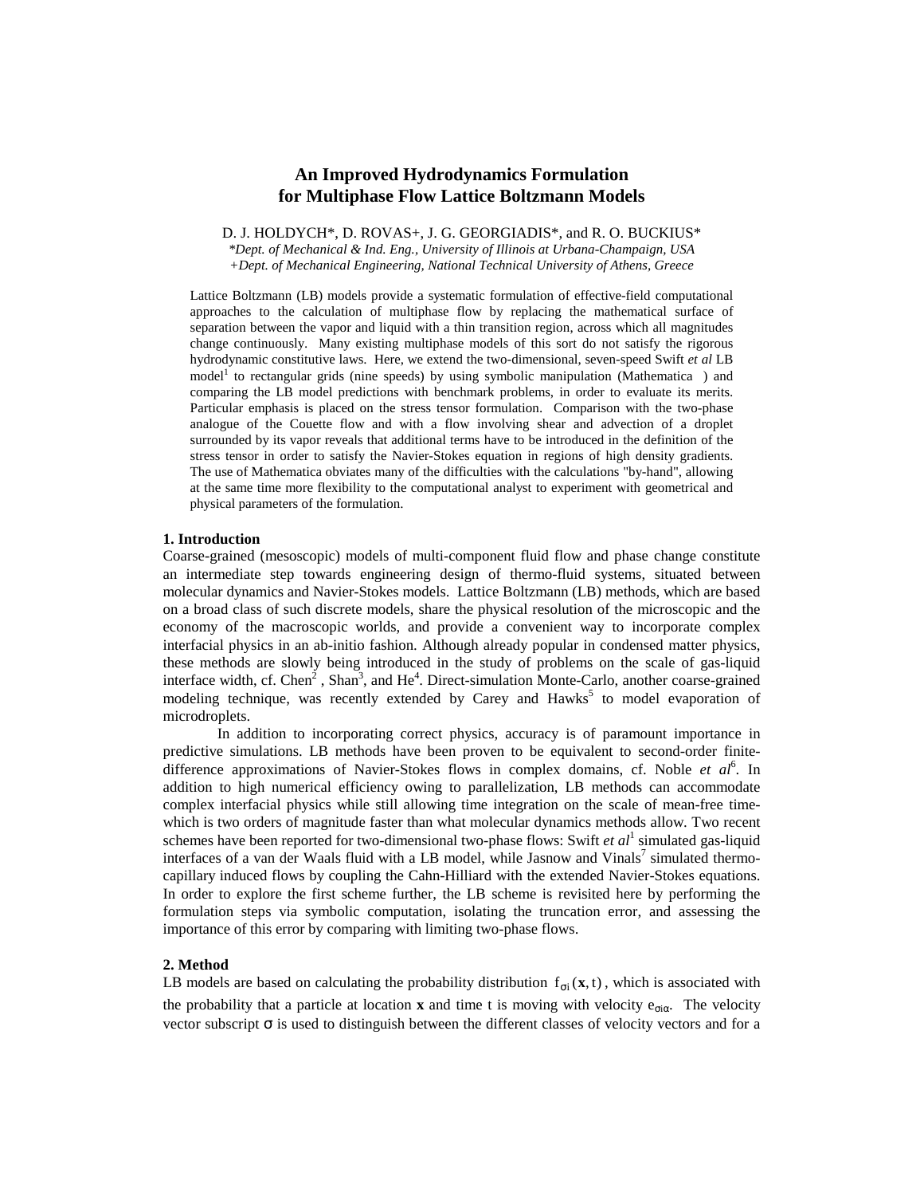# An Improved Hydrodynamics Formulation for Multiphase Flow Lattice Boltzmann Models

D. J. HOLDYCH\*, D. ROVAS+, J. G. GEORGIADIS\*, and R. O. BUCKIUS\*

*\*Dept. of Mechanical & Ind. Eng., University of Illinois at Urbana-Champaign, USA*

*+Dept. of Mechanical Engineering, National Technical University of Athens, Greece*

Lattice Boltzmann (LB) models provide a systematic formulation of effective-field computational approaches to the calculation of multiphase flow by replacing the mathematical surface of separation between the vapor and liquid with a thin transition region, across which all magnitudes change continuously. Many existing multiphase models of this sort do not satisfy the rigorous hydrodynamic constitutive laws. Here, we extend the two-dimensional, seven-speed Swift *et al* LB model[1] to rectangular grids (nine speeds) by using symbolic manipulation (Mathematica ) and comparing the LB model predictions with benchmark problems, in order to evaluate its merits. Particular emphasis is placed on the stress tensor formulation. Comparison with the two-phase analogue of the Couette flow and with a flow involving shear and advection of a droplet surrounded by its vapor reveals that additional terms have to be introduced in the definition of the stress tensor in order to satisfy the Navier-Stokes equation in regions of high density gradients. The use of Mathematica obviates many of the difficulties with the calculations "by-hand", allowing at the same time more flexibility to the computational analyst to experiment with geometrical and physical parameters of the formulation.

## 1. Introduction

Coarse-grained (mesoscopic) models of multi-component fluid flow and phase change constitute an intermediate step towards engineering design of thermo-fluid systems, situated between molecular dynamics and Navier-Stokes models. Lattice Boltzmann (LB) methods, which are based on a broad class of such discrete models, share the physical resolution of the microscopic and the economy of the macroscopic worlds, and provide a convenient way to incorporate complex interfacial physics in an ab-initio fashion. Although already popular in condensed matter physics, these methods are slowly being introduced in the study of problems on the scale of gas-liquid interface width, cf. Chen[2] , Shan[3], and He[4]. Direct-simulation Monte-Carlo, another coarse-grained modeling technique, was recently extended by Carey and Hawks[5] to model evaporation of microdroplets.

In addition to incorporating correct physics, accuracy is of paramount importance in predictive simulations. LB methods have been proven to be equivalent to second-order finite-difference approximations of Navier-Stokes flows in complex domains, cf. Noble *et al*[6]. In addition to high numerical efficiency owing to parallelization, LB methods can accommodate complex interfacial physics while still allowing time integration on the scale of mean-free time-which is two orders of magnitude faster than what molecular dynamics methods allow. Two recent schemes have been reported for two-dimensional two-phase flows: Swift *et al*[1] simulated gas-liquid interfaces of a van der Waals fluid with a LB model, while Jasnow and Vinals[7] simulated thermo-capillary induced flows by coupling the Cahn-Hilliard with the extended Navier-Stokes equations. In order to explore the first scheme further, the LB scheme is revisited here by performing the formulation steps via symbolic computation, isolating the truncation error, and assessing the importance of this error by comparing with limiting two-phase flows.

## 2. Method

LB models are based on calculating the probability distribution $f_{\sigma i}(\mathbf{x}, t)$, which is associated with the probability that a particle at location $\mathbf{x}$ and time t is moving with velocity $e_{\sigma i \alpha}$. The velocity vector subscript $\sigma$ is used to distinguish between the different classes of velocity vectors and for a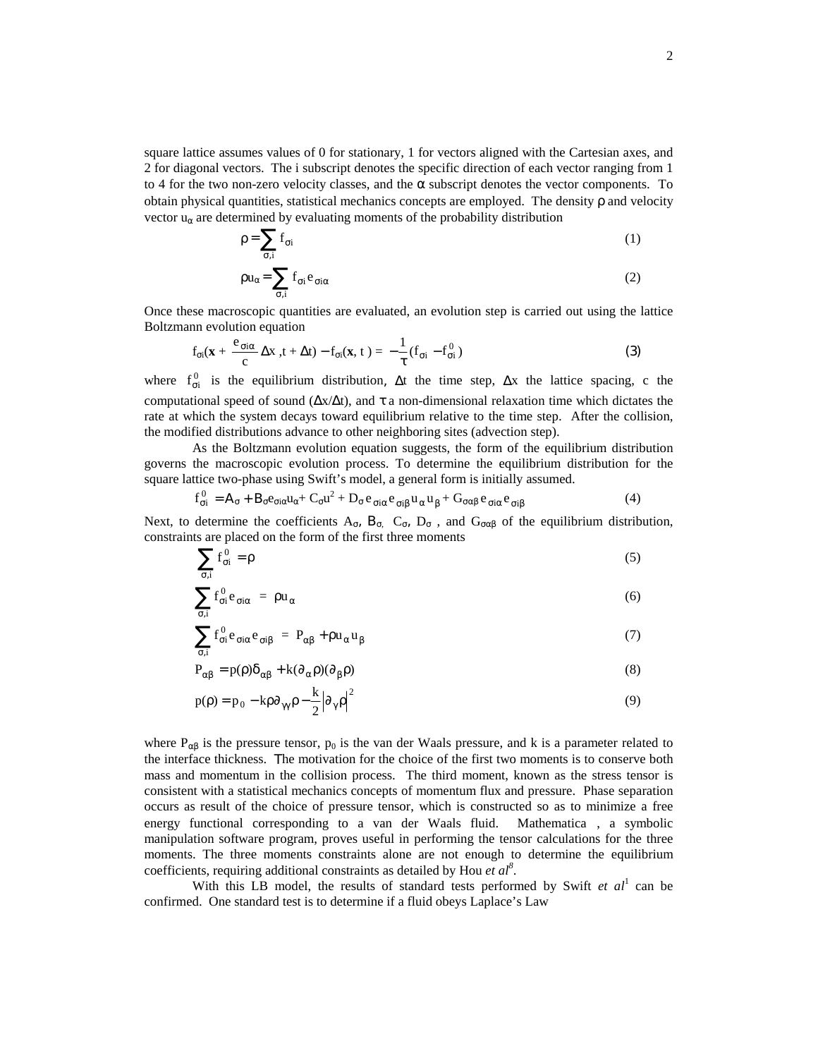square lattice assumes values of 0 for stationary, 1 for vectors aligned with the Cartesian axes, and 2 for diagonal vectors. The i subscript denotes the specific direction of each vector ranging from 1 to 4 for the two non-zero velocity classes, and the $\alpha$ subscript denotes the vector components. To obtain physical quantities, statistical mechanics concepts are employed. The density $\rho$ and velocity vector $u_\alpha$ are determined by evaluating moments of the probability distribution

$$\rho = \sum_{\sigma,i} f_{\sigma i} \tag{1}$$

$$\rho u_\alpha = \sum_{\sigma,i} f_{\sigma i} e_{\sigma i\alpha} \tag{2}$$

Once these macroscopic quantities are evaluated, an evolution step is carried out using the lattice Boltzmann evolution equation

$$f_{\sigma i}(\mathbf{x} + \frac{e_{\sigma i\alpha}}{c}\Delta x, t + \Delta t) - f_{\sigma i}(\mathbf{x}, t) = -\frac{1}{\tau}(f_{\sigma i} - f_{\sigma i}^0) \tag{3}$$

where $f_{\sigma i}^0$ is the equilibrium distribution, $\Delta t$ the time step, $\Delta x$ the lattice spacing, c the computational speed of sound ($\Delta x/\Delta t$), and $\tau$ a non-dimensional relaxation time which dictates the rate at which the system decays toward equilibrium relative to the time step. After the collision, the modified distributions advance to other neighboring sites (advection step).

As the Boltzmann evolution equation suggests, the form of the equilibrium distribution governs the macroscopic evolution process. To determine the equilibrium distribution for the square lattice two-phase using Swift's model, a general form is initially assumed.

$$f_{\sigma i}^0 = A_\sigma + B_\sigma e_{\sigma i\alpha} u_\alpha + C_\sigma u^2 + D_\sigma e_{\sigma i\alpha} e_{\sigma i\beta} u_\alpha u_\beta + G_{\sigma\alpha\beta} e_{\sigma i\alpha} e_{\sigma i\beta} \tag{4}$$

Next, to determine the coefficients $A_\sigma$, $B_\sigma$, $C_\sigma$, $D_\sigma$, and $G_{\sigma\alpha\beta}$ of the equilibrium distribution, constraints are placed on the form of the first three moments

$$\sum_{\sigma,i} f_{\sigma i}^0 = \rho \tag{5}$$

$$\sum_{\sigma,i} f_{\sigma i}^0 e_{\sigma i\alpha} = \rho u_\alpha \tag{6}$$

$$\sum_{\sigma,i} f_{\sigma i}^0 e_{\sigma i\alpha} e_{\sigma i\beta} = P_{\alpha\beta} + \rho u_\alpha u_\beta \tag{7}$$

$$P_{\alpha\beta} = p(\rho)\delta_{\alpha\beta} + k(\partial_\alpha \rho)(\partial_\beta \rho) \tag{8}$$

$$p(\rho) = p_0 - k\rho\partial_{\gamma\gamma}\rho - \frac{k}{2}\left|\partial_\gamma \rho\right|^2 \tag{9}$$

where $P_{\alpha\beta}$ is the pressure tensor, $p_0$ is the van der Waals pressure, and k is a parameter related to the interface thickness. The motivation for the choice of the first two moments is to conserve both mass and momentum in the collision process. The third moment, known as the stress tensor is consistent with a statistical mechanics concepts of momentum flux and pressure. Phase separation occurs as result of the choice of pressure tensor, which is constructed so as to minimize a free energy functional corresponding to a van der Waals fluid. Mathematica , a symbolic manipulation software program, proves useful in performing the tensor calculations for the three moments. The three moments constraints alone are not enough to determine the equilibrium coefficients, requiring additional constraints as detailed by Hou *et al*[8].

With this LB model, the results of standard tests performed by Swift *et al*[1] can be confirmed. One standard test is to determine if a fluid obeys Laplace's Law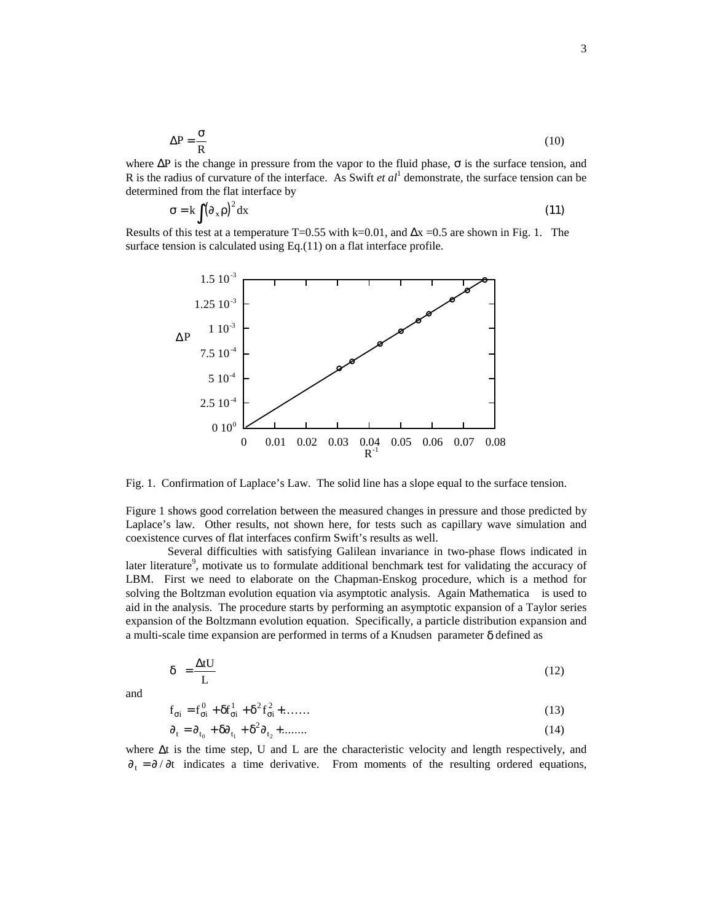$$\Delta P = \frac{\sigma}{R} \tag{10}$$

where $\Delta P$ is the change in pressure from the vapor to the fluid phase, $\sigma$ is the surface tension, and R is the radius of curvature of the interface. As Swift *et al*[1] demonstrate, the surface tension can be determined from the flat interface by

$$\sigma = k \int (\partial_x \rho)^2 dx \tag{11}$$

Results of this test at a temperature T=0.55 with k=0.01, and $\Delta x$ =0.5 are shown in Fig. 1. The surface tension is calculated using Eq.(11) on a flat interface profile.

Fig. 1. Confirmation of Laplace's Law. The solid line has a slope equal to the surface tension.

Figure 1 shows good correlation between the measured changes in pressure and those predicted by Laplace's law. Other results, not shown here, for tests such as capillary wave simulation and coexistence curves of flat interfaces confirm Swift's results as well.

Several difficulties with satisfying Galilean invariance in two-phase flows indicated in later literature[9], motivate us to formulate additional benchmark test for validating the accuracy of LBM. First we need to elaborate on the Chapman-Enskog procedure, which is a method for solving the Boltzman evolution equation via asymptotic analysis. Again Mathematica is used to aid in the analysis. The procedure starts by performing an asymptotic expansion of a Taylor series expansion of the Boltzmann evolution equation. Specifically, a particle distribution expansion and a multi-scale time expansion are performed in terms of a Knudsen parameter $\delta$ defined as

$$\delta = \frac{\Delta t U}{L} \tag{12}$$

and

$$f_{\sigma i} = f_{\sigma i}^{0} + \delta f_{\sigma i}^{1} + \delta^2 f_{\sigma i}^{2} + \ldots\ldots \tag{13}$$

$$\partial_t = \partial_{t_0} + \delta \partial_{t_1} + \delta^2 \partial_{t_2} + \ldots\ldots.. \tag{14}$$

where $\Delta t$ is the time step, U and L are the characteristic velocity and length respectively, and $\partial_t = \partial / \partial t$ indicates a time derivative. From moments of the resulting ordered equations,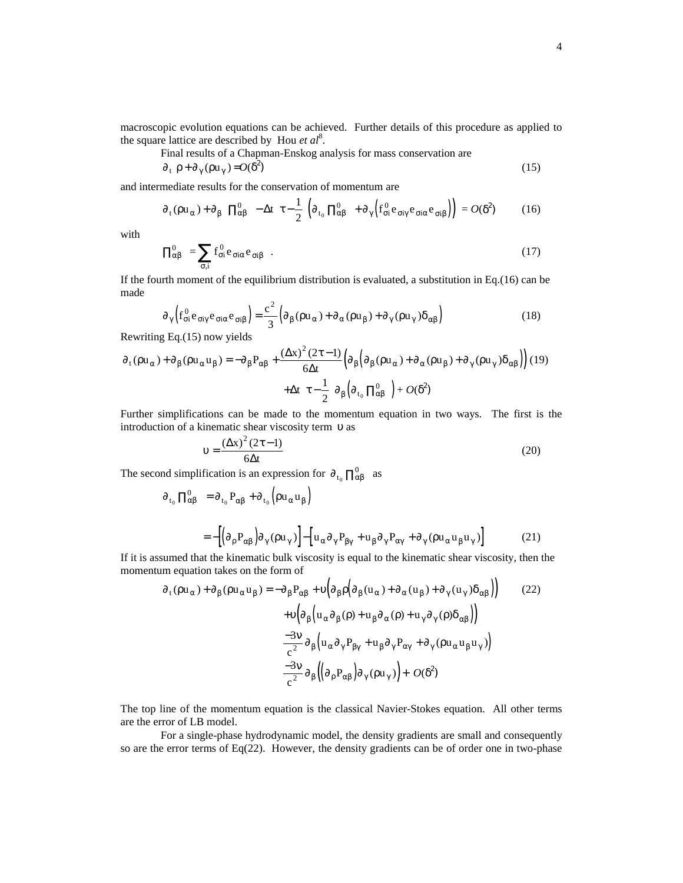macroscopic evolution equations can be achieved. Further details of this procedure as applied to the square lattice are described by Hou *et al*[8].

Final results of a Chapman-Enskog analysis for mass conservation are

$$\partial_t \rho + \partial_\gamma(\rho u_\gamma) = O(\delta^2) \tag{15}$$

and intermediate results for the conservation of momentum are

$$\partial_t(\rho u_\alpha) + \partial_\beta \Pi^0_{\alpha\beta} - \Delta t\left(\tau - \frac{1}{2}\right)\left(\partial_{t_0}\Pi^0_{\alpha\beta} + \partial_\gamma\left(f^0_{\sigma i} e_{\sigma i\gamma} e_{\sigma i\alpha} e_{\sigma i\beta}\right)\right) = O(\delta^2) \tag{16}$$

with

$$\Pi^0_{\alpha\beta} = \sum_{\sigma,i} f^0_{\sigma i} e_{\sigma i\alpha} e_{\sigma i\beta} \quad . \tag{17}$$

If the fourth moment of the equilibrium distribution is evaluated, a substitution in Eq.(16) can be made

$$\partial_\gamma\left(f^0_{\sigma i} e_{\sigma i\gamma} e_{\sigma i\alpha} e_{\sigma i\beta}\right) = \frac{c^2}{3}\left(\partial_\beta(\rho u_\alpha) + \partial_\alpha(\rho u_\beta) + \partial_\gamma(\rho u_\gamma)\delta_{\alpha\beta}\right) \tag{18}$$

Rewriting Eq.(15) now yields

$$\partial_t(\rho u_\alpha) + \partial_\beta(\rho u_\alpha u_\beta) = -\partial_\beta P_{\alpha\beta} + \frac{(\Delta x)^2(2\tau - 1)}{6\Delta t}\left(\partial_\beta\left(\partial_\beta(\rho u_\alpha) + \partial_\alpha(\rho u_\beta) + \partial_\gamma(\rho u_\gamma)\delta_{\alpha\beta}\right)\right) \tag{19}$$
$$+ \Delta t\left(\tau - \frac{1}{2}\right)\partial_\beta\left(\partial_{t_0}\Pi^0_{\alpha\beta}\right) + O(\delta^2)$$

Further simplifications can be made to the momentum equation in two ways. The first is the introduction of a kinematic shear viscosity term $\upsilon$ as

$$\upsilon = \frac{(\Delta x)^2(2\tau - 1)}{6\Delta t} \tag{20}$$

The second simplification is an expression for $\partial_{t_0}\Pi^0_{\alpha\beta}$ as

$$\partial_{t_0}\Pi^0_{\alpha\beta} = \partial_{t_0} P_{\alpha\beta} + \partial_{t_0}\left(\rho u_\alpha u_\beta\right)$$
$$= -\left[\left(\partial_\rho P_{\alpha\beta}\right)\partial_\gamma(\rho u_\gamma)\right] - \left[u_\alpha \partial_\gamma P_{\beta\gamma} + u_\beta \partial_\gamma P_{\alpha\gamma} + \partial_\gamma(\rho u_\alpha u_\beta u_\gamma)\right] \tag{21}$$

If it is assumed that the kinematic bulk viscosity is equal to the kinematic shear viscosity, then the momentum equation takes on the form of

$$\partial_t(\rho u_\alpha) + \partial_\beta(\rho u_\alpha u_\beta) = -\partial_\beta P_{\alpha\beta} + \upsilon\left(\partial_\beta \rho\left(\partial_\beta(u_\alpha) + \partial_\alpha(u_\beta) + \partial_\gamma(u_\gamma)\delta_{\alpha\beta}\right)\right) \tag{22}$$
$$+ \upsilon\left(\partial_\beta\left(u_\alpha \partial_\beta(\rho) + u_\beta \partial_\alpha(\rho) + u_\gamma \partial_\gamma(\rho)\delta_{\alpha\beta}\right)\right)$$
$$\frac{-3\nu}{c^2}\partial_\beta\left(u_\alpha \partial_\gamma P_{\beta\gamma} + u_\beta \partial_\gamma P_{\alpha\gamma} + \partial_\gamma(\rho u_\alpha u_\beta u_\gamma)\right)$$
$$\frac{-3\nu}{c^2}\partial_\beta\left(\left(\partial_\rho P_{\alpha\beta}\right)\partial_\gamma(\rho u_\gamma)\right) + O(\delta^2)$$

The top line of the momentum equation is the classical Navier-Stokes equation. All other terms are the error of LB model.

For a single-phase hydrodynamic model, the density gradients are small and consequently so are the error terms of Eq(22). However, the density gradients can be of order one in two-phase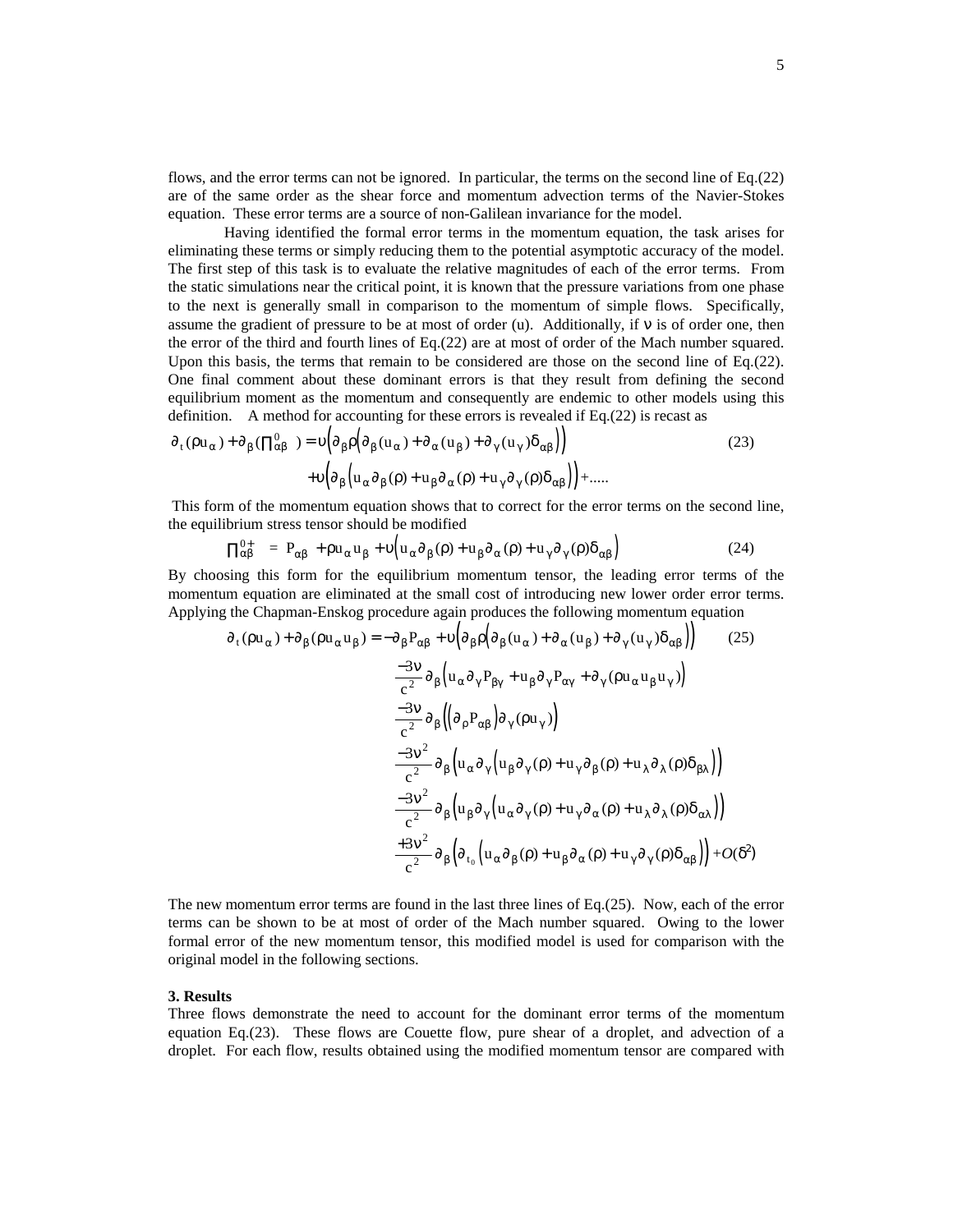flows, and the error terms can not be ignored. In particular, the terms on the second line of Eq.(22) are of the same order as the shear force and momentum advection terms of the Navier-Stokes equation. These error terms are a source of non-Galilean invariance for the model.

Having identified the formal error terms in the momentum equation, the task arises for eliminating these terms or simply reducing them to the potential asymptotic accuracy of the model. The first step of this task is to evaluate the relative magnitudes of each of the error terms. From the static simulations near the critical point, it is known that the pressure variations from one phase to the next is generally small in comparison to the momentum of simple flows. Specifically, assume the gradient of pressure to be at most of order (u). Additionally, if $\nu$ is of order one, then the error of the third and fourth lines of Eq.(22) are at most of order of the Mach number squared. Upon this basis, the terms that remain to be considered are those on the second line of Eq.(22). One final comment about these dominant errors is that they result from defining the second equilibrium moment as the momentum and consequently are endemic to other models using this definition. A method for accounting for these errors is revealed if Eq.(22) is recast as

$$
\begin{aligned}
\partial_t(\rho u_\alpha) + \partial_\beta(\Pi^0_{\alpha\beta}) &= \upsilon\Big(\partial_\beta \rho\big(\partial_\beta(u_\alpha) + \partial_\alpha(u_\beta) + \partial_\gamma(u_\gamma)\delta_{\alpha\beta}\big)\Big) \\
&\quad + \upsilon\Big(\partial_\beta\big(u_\alpha \partial_\beta(\rho) + u_\beta \partial_\alpha(\rho) + u_\gamma \partial_\gamma(\rho)\delta_{\alpha\beta}\big)\Big) + \ldots\ldots
\end{aligned} \tag{23}
$$

This form of the momentum equation shows that to correct for the error terms on the second line, the equilibrium stress tensor should be modified

$$
\Pi^{0+}_{\alpha\beta} = P_{\alpha\beta} + \rho u_\alpha u_\beta + \upsilon\big(u_\alpha \partial_\beta(\rho) + u_\beta \partial_\alpha(\rho) + u_\gamma \partial_\gamma(\rho)\delta_{\alpha\beta}\big) \tag{24}
$$

By choosing this form for the equilibrium momentum tensor, the leading error terms of the momentum equation are eliminated at the small cost of introducing new lower order error terms. Applying the Chapman-Enskog procedure again produces the following momentum equation

$$
\begin{aligned}
\partial_t(\rho u_\alpha) + \partial_\beta(\rho u_\alpha u_\beta) &= -\partial_\beta P_{\alpha\beta} + \upsilon\Big(\partial_\beta \rho\big(\partial_\beta(u_\alpha) + \partial_\alpha(u_\beta) + \partial_\gamma(u_\gamma)\delta_{\alpha\beta}\big)\Big) \\
&\quad \frac{-3\nu}{c^2}\partial_\beta\Big(u_\alpha \partial_\gamma P_{\beta\gamma} + u_\beta \partial_\gamma P_{\alpha\gamma} + \partial_\gamma(\rho u_\alpha u_\beta u_\gamma)\Big) \\
&\quad \frac{-3\nu}{c^2}\partial_\beta\Big(\big(\partial_\rho P_{\alpha\beta}\big)\partial_\gamma(\rho u_\gamma)\Big) \\
&\quad \frac{-3\nu^2}{c^2}\partial_\beta\Big(u_\alpha \partial_\gamma\big(u_\beta \partial_\gamma(\rho) + u_\gamma \partial_\beta(\rho) + u_\lambda \partial_\lambda(\rho)\delta_{\beta\lambda}\big)\Big) \\
&\quad \frac{-3\nu^2}{c^2}\partial_\beta\Big(u_\beta \partial_\gamma\big(u_\alpha \partial_\gamma(\rho) + u_\gamma \partial_\alpha(\rho) + u_\lambda \partial_\lambda(\rho)\delta_{\alpha\lambda}\big)\Big) \\
&\quad \frac{+3\nu^2}{c^2}\partial_\beta\Big(\partial_{t_0}\big(u_\alpha \partial_\beta(\rho) + u_\beta \partial_\alpha(\rho) + u_\gamma \partial_\gamma(\rho)\delta_{\alpha\beta}\big)\Big) + O(\delta^2)
\end{aligned} \tag{25}
$$

The new momentum error terms are found in the last three lines of Eq.(25). Now, each of the error terms can be shown to be at most of order of the Mach number squared. Owing to the lower formal error of the new momentum tensor, this modified model is used for comparison with the original model in the following sections.

## 3. Results

Three flows demonstrate the need to account for the dominant error terms of the momentum equation Eq.(23). These flows are Couette flow, pure shear of a droplet, and advection of a droplet. For each flow, results obtained using the modified momentum tensor are compared with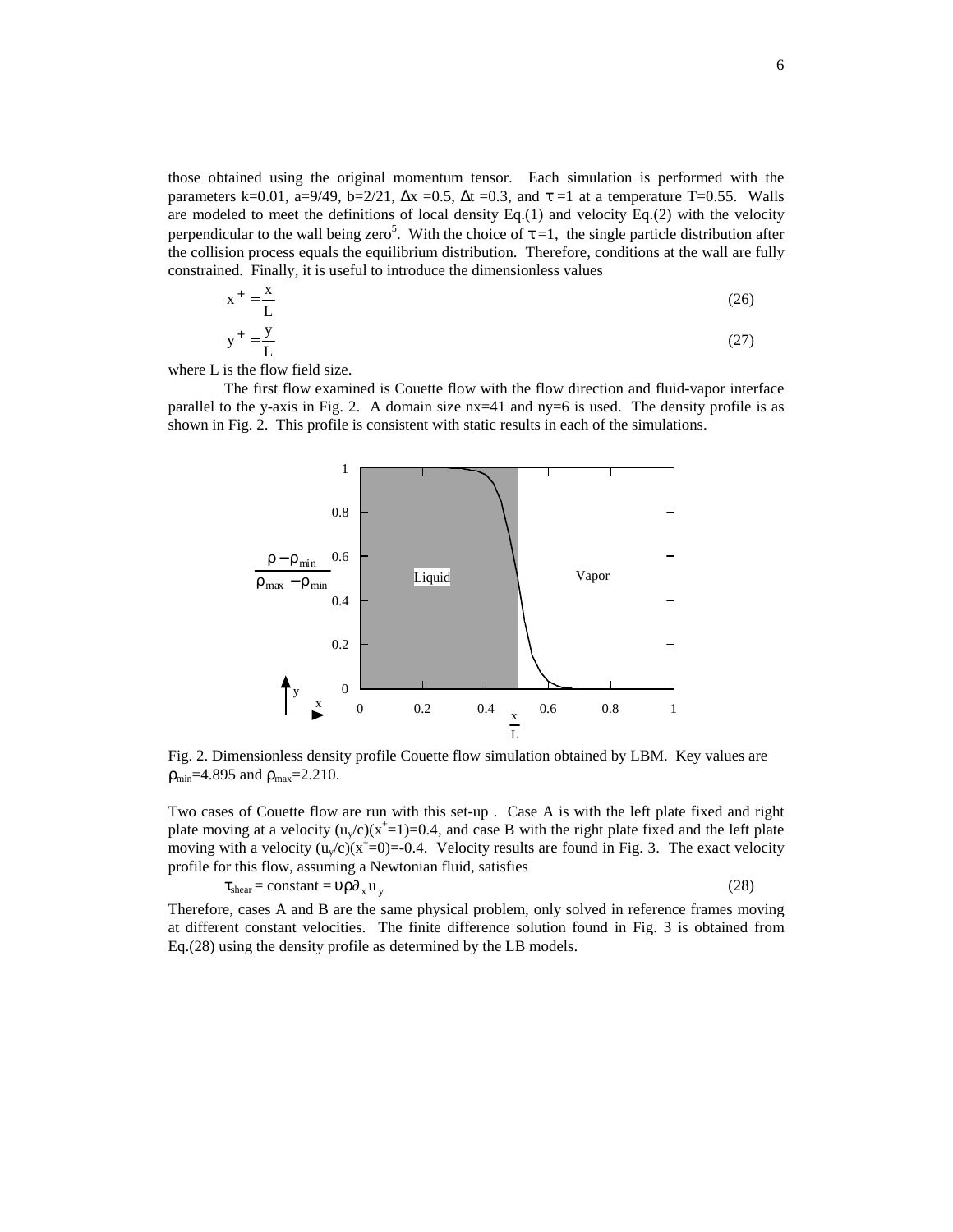those obtained using the original momentum tensor. Each simulation is performed with the parameters k=0.01, a=9/49, b=2/21, $\Delta x$ =0.5, $\Delta t$ =0.3, and $\tau$ =1 at a temperature T=0.55. Walls are modeled to meet the definitions of local density Eq.(1) and velocity Eq.(2) with the velocity perpendicular to the wall being zero[5]. With the choice of $\tau$ =1, the single particle distribution after the collision process equals the equilibrium distribution. Therefore, conditions at the wall are fully constrained. Finally, it is useful to introduce the dimensionless values

$$x^+ = \frac{x}{L} \tag{26}$$

$$y^+ = \frac{y}{L} \tag{27}$$

where L is the flow field size.

The first flow examined is Couette flow with the flow direction and fluid-vapor interface parallel to the y-axis in Fig. 2. A domain size nx=41 and ny=6 is used. The density profile is as shown in Fig. 2. This profile is consistent with static results in each of the simulations.

Fig. 2. Dimensionless density profile Couette flow simulation obtained by LBM. Key values are $\rho_{min}$=4.895 and $\rho_{max}$=2.210.

Two cases of Couette flow are run with this set-up . Case A is with the left plate fixed and right plate moving at a velocity $(u_y/c)(x^+=1)$=0.4, and case B with the right plate fixed and the left plate moving with a velocity $(u_y/c)(x^+=0)$=-0.4. Velocity results are found in Fig. 3. The exact velocity profile for this flow, assuming a Newtonian fluid, satisfies

$$\tau_{shear} = \text{constant} = \upsilon \rho \partial_x u_y \tag{28}$$

Therefore, cases A and B are the same physical problem, only solved in reference frames moving at different constant velocities. The finite difference solution found in Fig. 3 is obtained from Eq.(28) using the density profile as determined by the LB models.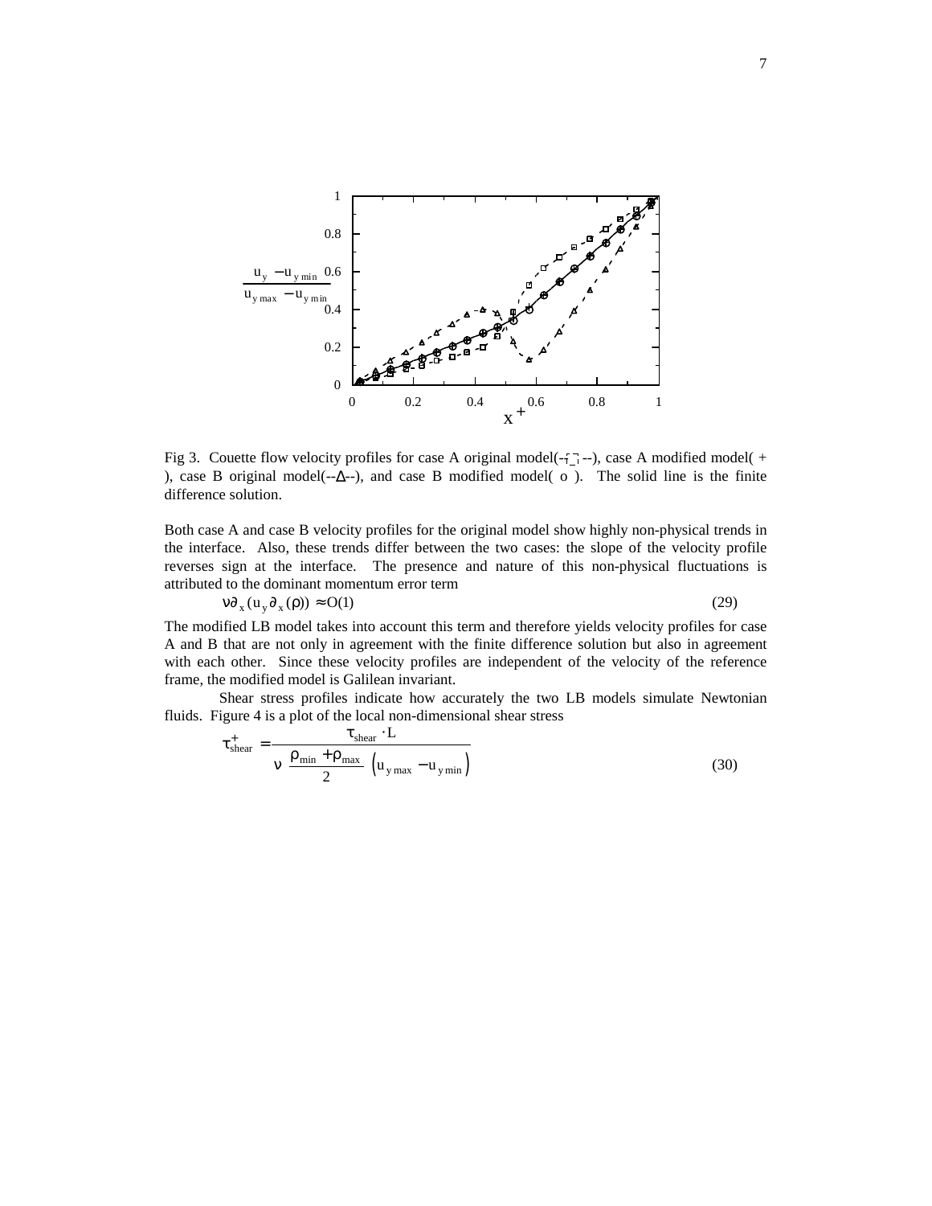Fig 3. Couette flow velocity profiles for case A original model(--□--), case A modified model( + ), case B original model(--Δ--), and case B modified model( o ). The solid line is the finite difference solution.

Both case A and case B velocity profiles for the original model show highly non-physical trends in the interface. Also, these trends differ between the two cases: the slope of the velocity profile reverses sign at the interface. The presence and nature of this non-physical fluctuations is attributed to the dominant momentum error term

$$\nu \partial_x (u_y \partial_x (\rho)) \approx O(1) \tag{29}$$

The modified LB model takes into account this term and therefore yields velocity profiles for case A and B that are not only in agreement with the finite difference solution but also in agreement with each other. Since these velocity profiles are independent of the velocity of the reference frame, the modified model is Galilean invariant.

Shear stress profiles indicate how accurately the two LB models simulate Newtonian fluids. Figure 4 is a plot of the local non-dimensional shear stress

$$\tau^+_{shear} = \frac{\tau_{shear} \cdot L}{\nu \frac{\rho_{min} + \rho_{max}}{2} \left( u_{y\,max} - u_{y\,min} \right)} \tag{30}$$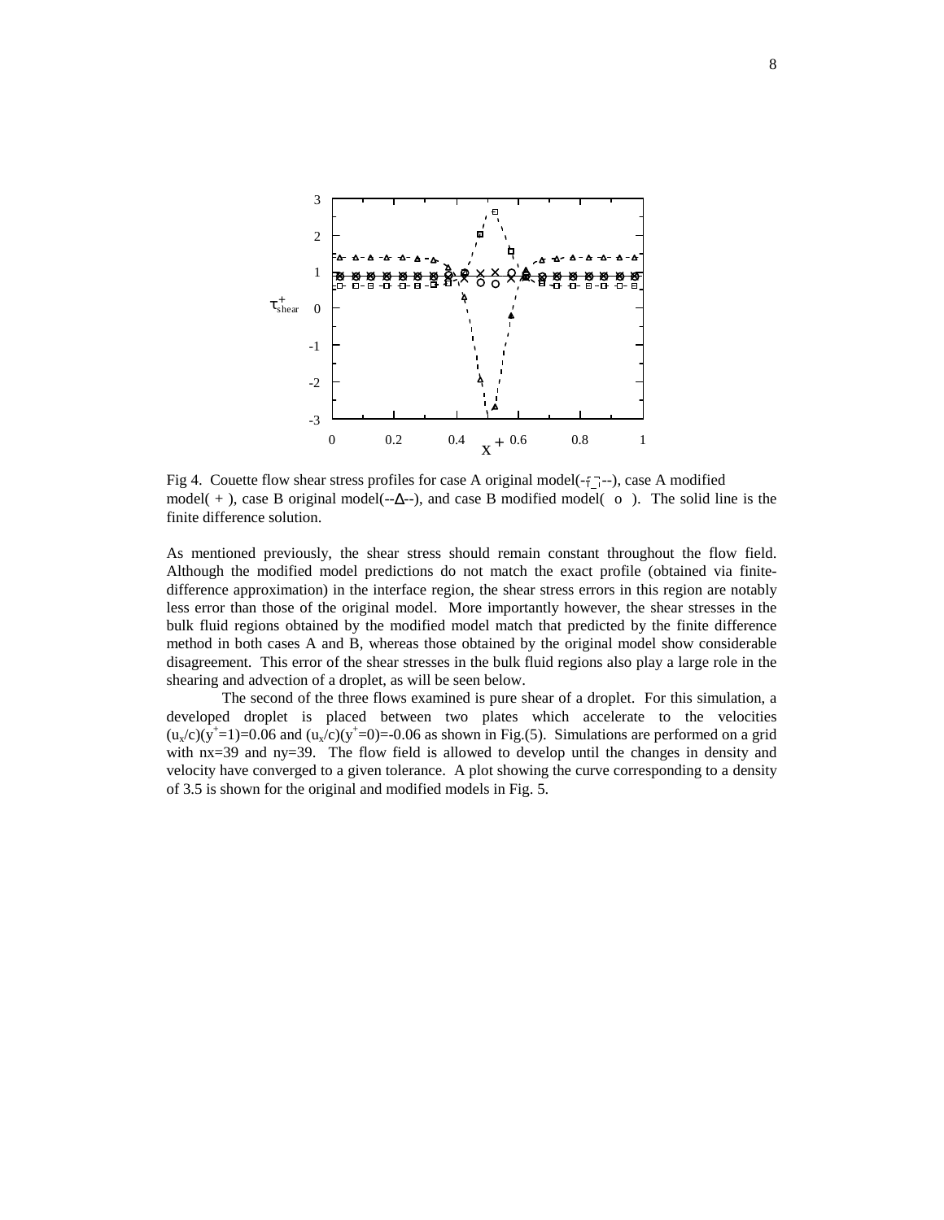Fig 4. Couette flow shear stress profiles for case A original model(--□--), case A modified model( + ), case B original model(--Δ--), and case B modified model( o ). The solid line is the finite difference solution.

As mentioned previously, the shear stress should remain constant throughout the flow field. Although the modified model predictions do not match the exact profile (obtained via finite-difference approximation) in the interface region, the shear stress errors in this region are notably less error than those of the original model. More importantly however, the shear stresses in the bulk fluid regions obtained by the modified model match that predicted by the finite difference method in both cases A and B, whereas those obtained by the original model show considerable disagreement. This error of the shear stresses in the bulk fluid regions also play a large role in the shearing and advection of a droplet, as will be seen below.

The second of the three flows examined is pure shear of a droplet. For this simulation, a developed droplet is placed between two plates which accelerate to the velocities $(u_x/c)(y^+=1)=0.06$ and $(u_x/c)(y^+=0)=-0.06$ as shown in Fig.(5). Simulations are performed on a grid with nx=39 and ny=39. The flow field is allowed to develop until the changes in density and velocity have converged to a given tolerance. A plot showing the curve corresponding to a density of 3.5 is shown for the original and modified models in Fig. 5.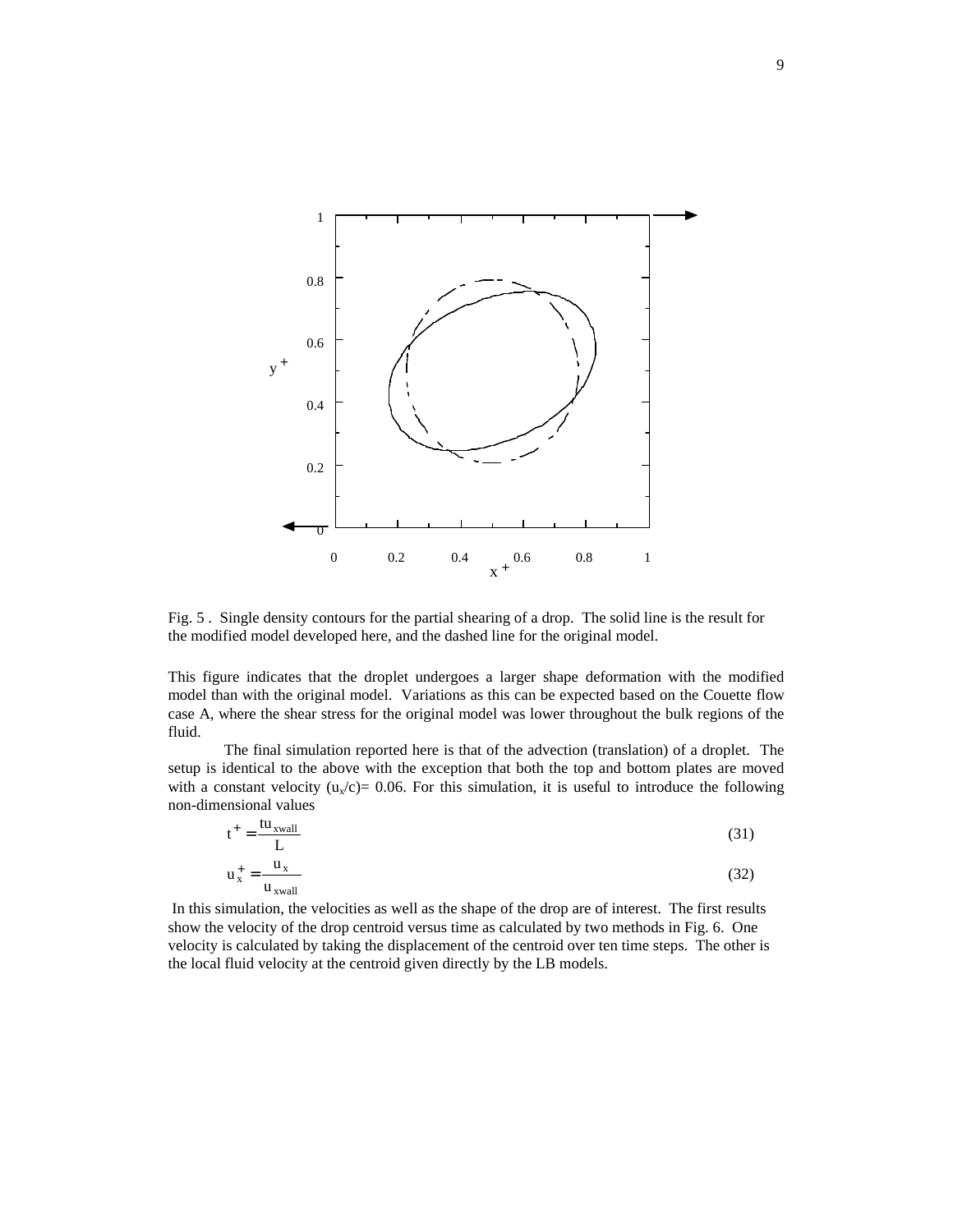Fig. 5 . Single density contours for the partial shearing of a drop. The solid line is the result for the modified model developed here, and the dashed line for the original model.

This figure indicates that the droplet undergoes a larger shape deformation with the modified model than with the original model. Variations as this can be expected based on the Couette flow case A, where the shear stress for the original model was lower throughout the bulk regions of the fluid.

The final simulation reported here is that of the advection (translation) of a droplet. The setup is identical to the above with the exception that both the top and bottom plates are moved with a constant velocity $(u_x/c)= 0.06$. For this simulation, it is useful to introduce the following non-dimensional values

$$t^+ = \frac{tu_{xwall}}{L} \tag{31}$$

$$u_x^+ = \frac{u_x}{u_{xwall}} \tag{32}$$

In this simulation, the velocities as well as the shape of the drop are of interest. The first results show the velocity of the drop centroid versus time as calculated by two methods in Fig. 6. One velocity is calculated by taking the displacement of the centroid over ten time steps. The other is the local fluid velocity at the centroid given directly by the LB models.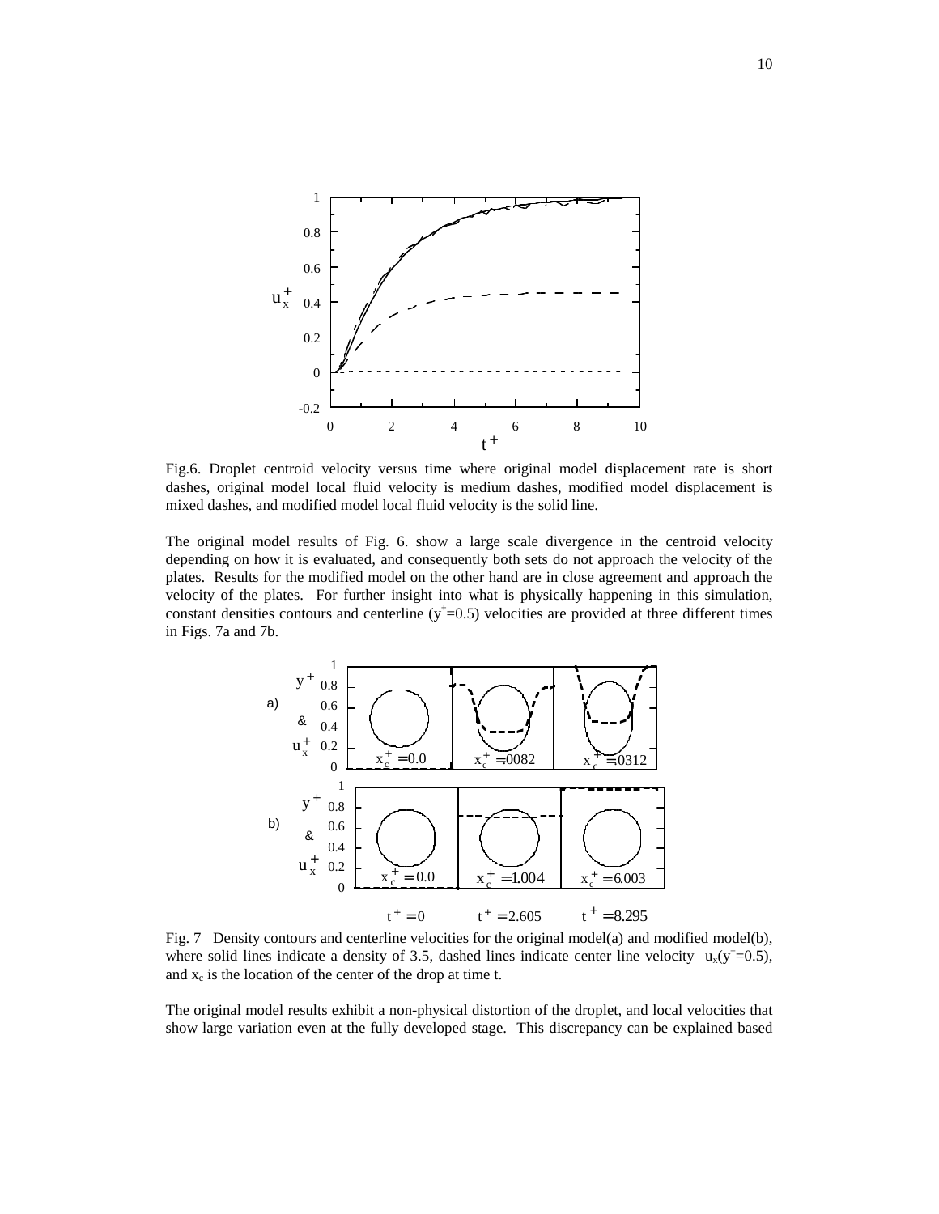Fig.6. Droplet centroid velocity versus time where original model displacement rate is short dashes, original model local fluid velocity is medium dashes, modified model displacement is mixed dashes, and modified model local fluid velocity is the solid line.

The original model results of Fig. 6. show a large scale divergence in the centroid velocity depending on how it is evaluated, and consequently both sets do not approach the velocity of the plates. Results for the modified model on the other hand are in close agreement and approach the velocity of the plates. For further insight into what is physically happening in this simulation, constant densities contours and centerline ($y^+$=0.5) velocities are provided at three different times in Figs. 7a and 7b.

Fig. 7 Density contours and centerline velocities for the original model(a) and modified model(b), where solid lines indicate a density of 3.5, dashed lines indicate center line velocity $u_x(y^+$=0.5), and $x_c$ is the location of the center of the drop at time t.

The original model results exhibit a non-physical distortion of the droplet, and local velocities that show large variation even at the fully developed stage. This discrepancy can be explained based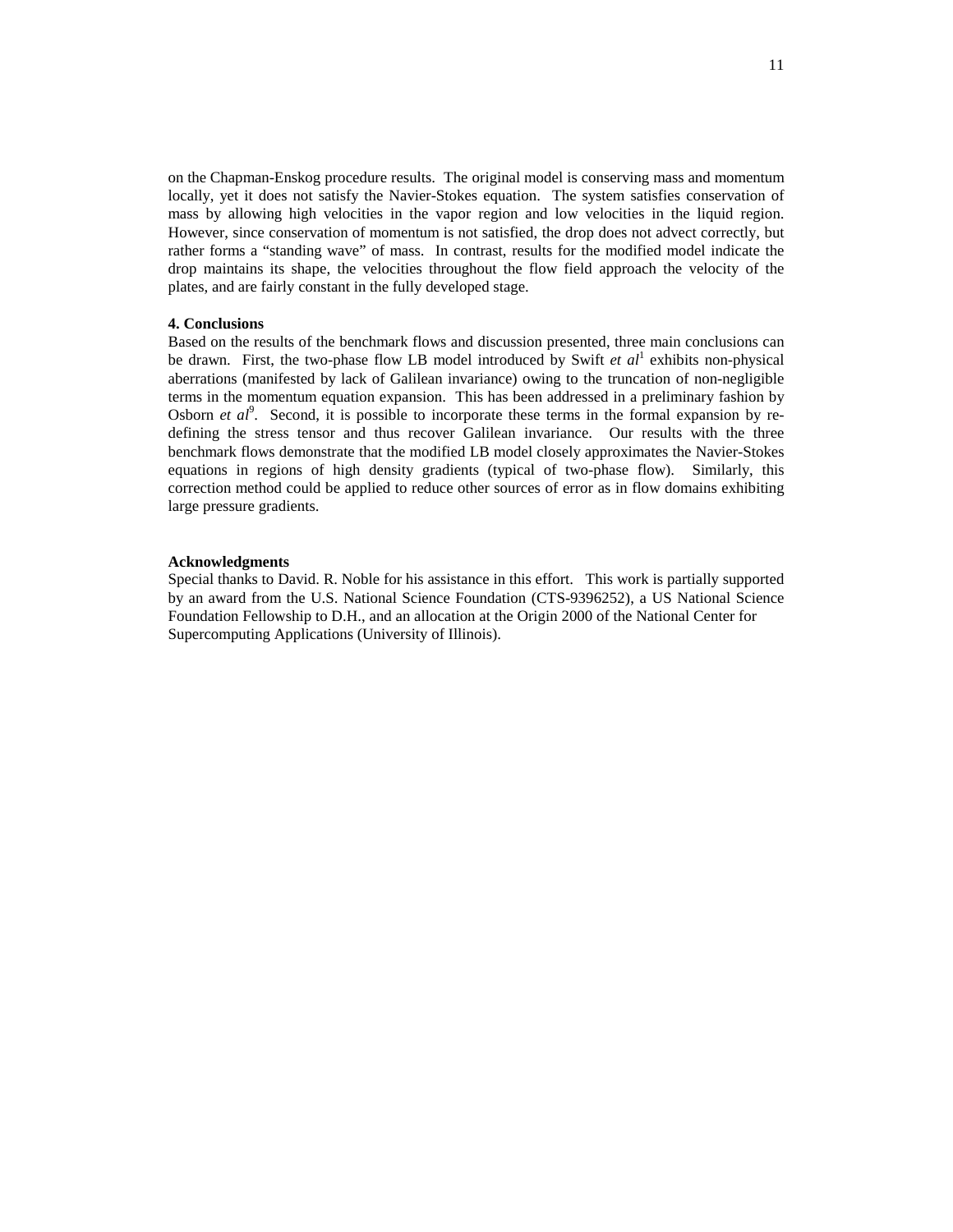on the Chapman-Enskog procedure results. The original model is conserving mass and momentum locally, yet it does not satisfy the Navier-Stokes equation. The system satisfies conservation of mass by allowing high velocities in the vapor region and low velocities in the liquid region. However, since conservation of momentum is not satisfied, the drop does not advect correctly, but rather forms a "standing wave" of mass. In contrast, results for the modified model indicate the drop maintains its shape, the velocities throughout the flow field approach the velocity of the plates, and are fairly constant in the fully developed stage.

**4. Conclusions**

Based on the results of the benchmark flows and discussion presented, three main conclusions can be drawn. First, the two-phase flow LB model introduced by Swift *et al*[1] exhibits non-physical aberrations (manifested by lack of Galilean invariance) owing to the truncation of non-negligible terms in the momentum equation expansion. This has been addressed in a preliminary fashion by Osborn *et al*[9]. Second, it is possible to incorporate these terms in the formal expansion by re-defining the stress tensor and thus recover Galilean invariance. Our results with the three benchmark flows demonstrate that the modified LB model closely approximates the Navier-Stokes equations in regions of high density gradients (typical of two-phase flow). Similarly, this correction method could be applied to reduce other sources of error as in flow domains exhibiting large pressure gradients.

**Acknowledgments**

Special thanks to David. R. Noble for his assistance in this effort. This work is partially supported by an award from the U.S. National Science Foundation (CTS-9396252), a US National Science Foundation Fellowship to D.H., and an allocation at the Origin 2000 of the National Center for Supercomputing Applications (University of Illinois).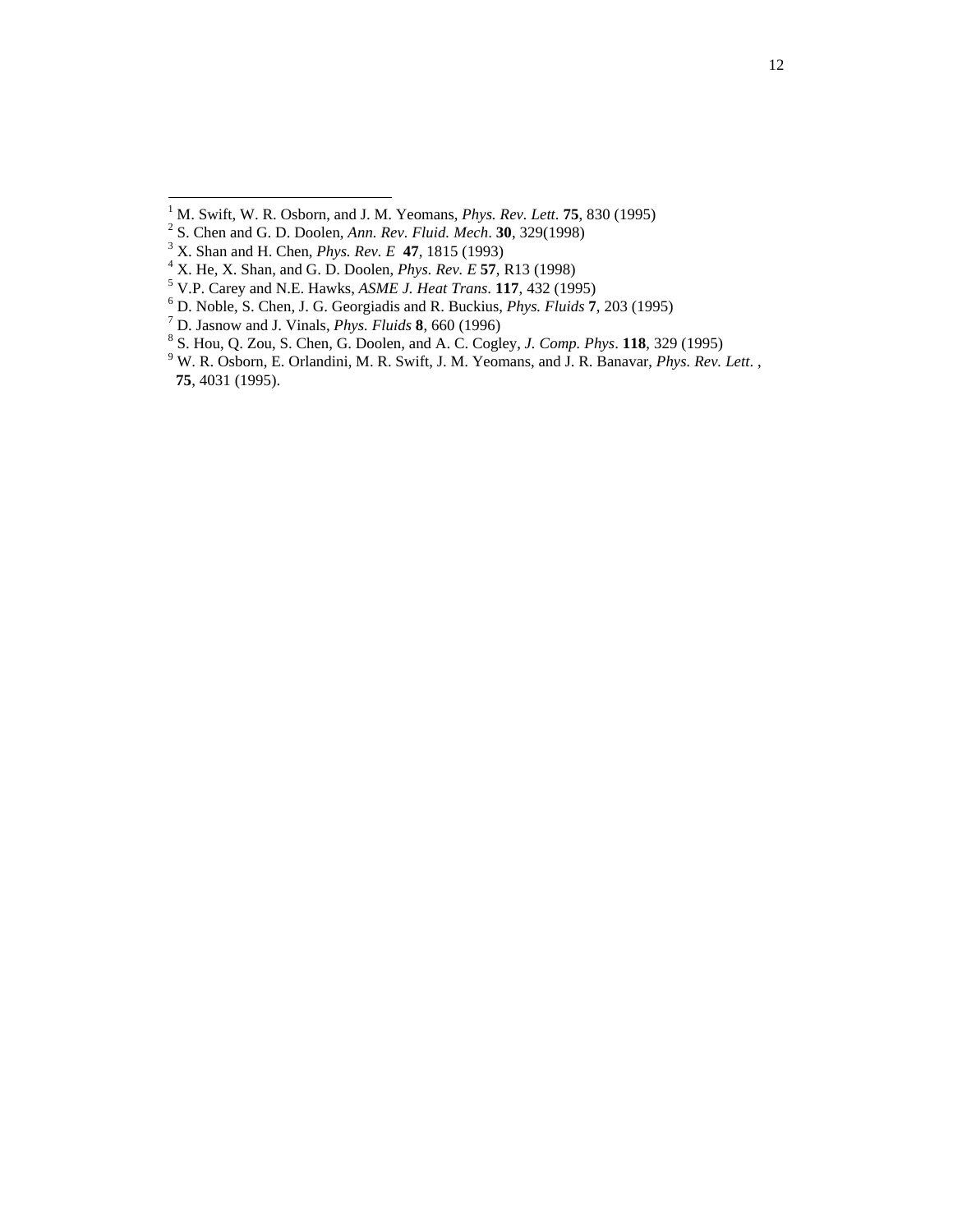[1] M. Swift, W. R. Osborn, and J. M. Yeomans, *Phys. Rev. Lett*. **75**, 830 (1995)

[2] S. Chen and G. D. Doolen, *Ann. Rev. Fluid. Mech*. **30**, 329(1998)

[3] X. Shan and H. Chen, *Phys. Rev. E* **47**, 1815 (1993)

[4] X. He, X. Shan, and G. D. Doolen, *Phys. Rev. E* **57**, R13 (1998)

[5] V.P. Carey and N.E. Hawks, *ASME J. Heat Trans*. **117**, 432 (1995)

[6] D. Noble, S. Chen, J. G. Georgiadis and R. Buckius, *Phys. Fluids* **7**, 203 (1995)

[7] D. Jasnow and J. Vinals, *Phys. Fluids* **8**, 660 (1996)

[8] S. Hou, Q. Zou, S. Chen, G. Doolen, and A. C. Cogley, *J. Comp. Phys*. **118**, 329 (1995)

[9] W. R. Osborn, E. Orlandini, M. R. Swift, J. M. Yeomans, and J. R. Banavar, *Phys. Rev. Lett*. , **75**, 4031 (1995).